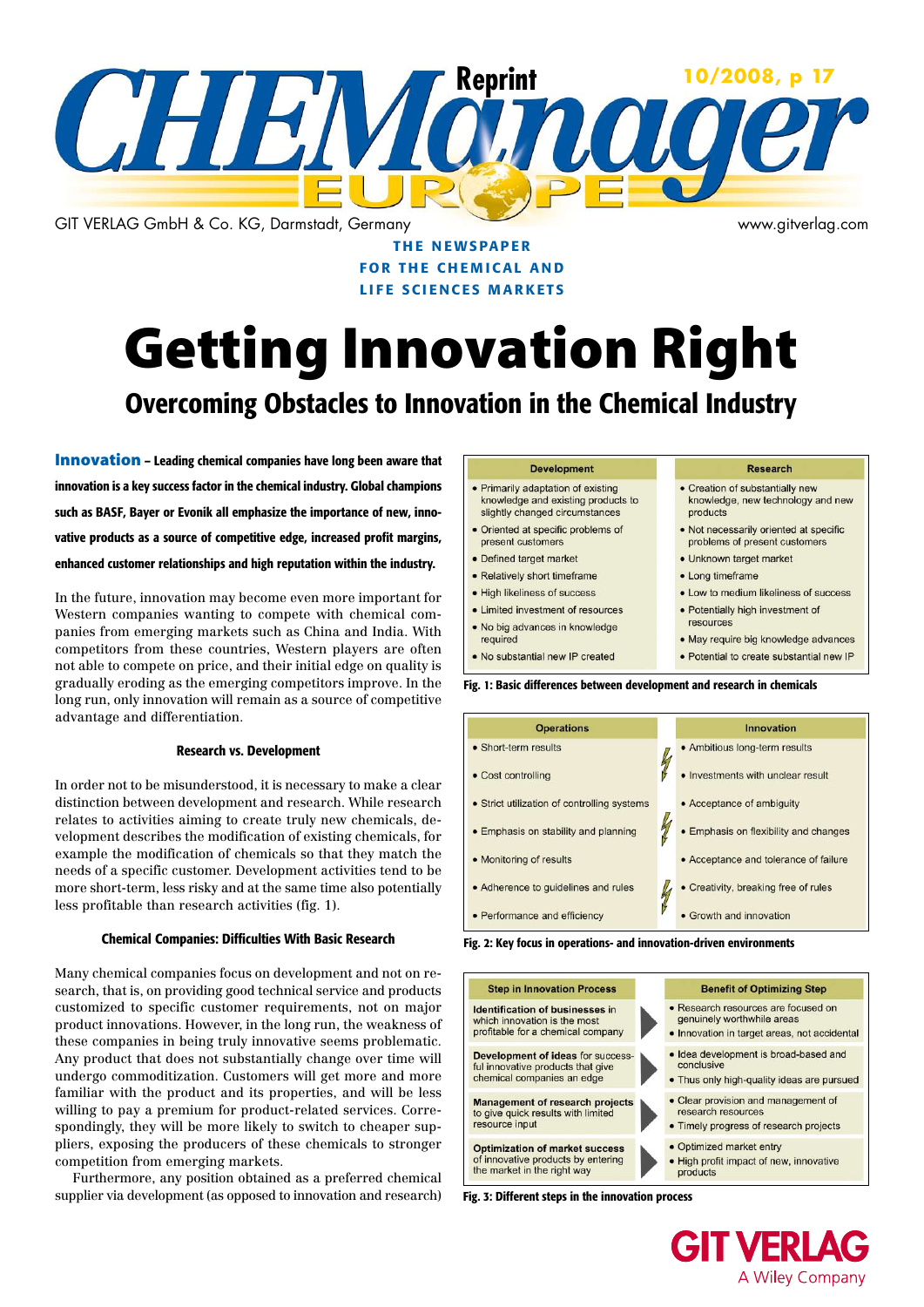# Getting Innovation Right

## Overcoming Obstacles to Innovation in the Chemical Industry

**Innovation – Leading chemical companies have long been aware that innovation is a key success factor in the chemical industry. Global champions such as BASF, Bayer or Evonik all emphasize the importance of new, innovative products as a source of competitive edge, increased profit margins, enhanced customer relationships and high reputation within the industry.**

In the future, innovation may become even more important for Western companies wanting to compete with chemical companies from emerging markets such as China and India. With competitors from these countries, Western players are often not able to compete on price, and their initial edge on quality is gradually eroding as the emerging competitors improve. In the long run, only innovation will remain as a source of competitive advantage and differentiation.

### Research vs. Development

In order not to be misunderstood, it is necessary to make a clear distinction between development and research. While research relates to activities aiming to create truly new chemicals, development describes the modification of existing chemicals, for example the modification of chemicals so that they match the needs of a specific customer. Development activities tend to be more short-term, less risky and at the same time also potentially less profitable than research activities (fig. 1).

### Chemical Companies: Difficulties With Basic Research

Many chemical companies focus on development and not on research, that is, on providing good technical service and products customized to specific customer requirements, not on major product innovations. However, in the long run, the weakness of these companies in being truly innovative seems problematic. Any product that does not substantially change over time will undergo commoditization. Customers will get more and more familiar with the product and its properties, and will be less willing to pay a premium for product-related services. Correspondingly, they will be more likely to switch to cheaper suppliers, exposing the producers of these chemicals to stronger competition from emerging markets.

Furthermore, any position obtained as a preferred chemical supplier via development (as opposed to innovation and research)

| Development | Research |
|---|---|
| • Primarily adaptation of existing knowledge and existing products to slightly changed circumstances | • Creation of substantially new knowledge, new technology and new products |
| • Oriented at specific problems of present customers | • Not necessarily oriented at specific problems of present customers |
| • Defined target market | • Unknown target market |
| • Relatively short timeframe | • Long timeframe |
| • High likeliness of success | • Low to medium likeliness of success |
| • Limited investment of resources | • Potentially high investment of resources |
| • No big advances in knowledge required | • May require big knowledge advances |
| • No substantial new IP created | • Potential to create substantial new IP |

**Fig. 1: Basic differences between development and research in chemicals**

| Operations | Innovation |
|---|---|
| • Short-term results | • Ambitious long-term results |
| • Cost controlling | • Investments with unclear result |
| • Strict utilization of controlling systems | • Acceptance of ambiguity |
| • Emphasis on stability and planning | • Emphasis on flexibility and changes |
| • Monitoring of results | • Acceptance and tolerance of failure |
| • Adherence to guidelines and rules | • Creativity, breaking free of rules |
| • Performance and efficiency | • Growth and innovation |

**Fig. 2: Key focus in operations- and innovation-driven environments**

| Step in Innovation Process | Benefit of Optimizing Step |
|---|---|
| **Identification of businesses** in which innovation is the most profitable for a chemical company | • Research resources are focused on genuinely worthwhile areas<br>• Innovation in target areas, not accidental |
| **Development of ideas** for successful innovative products that give chemical companies an edge | • Idea development is broad-based and conclusive<br>• Thus only high-quality ideas are pursued |
| **Management of research projects** to give quick results with limited resource input | • Clear provision and management of research resources<br>• Timely progress of research projects |
| **Optimization of market success** of innovative products by entering the market in the right way | • Optimized market entry<br>• High profit impact of new, innovative products |

**Fig. 3: Different steps in the innovation process**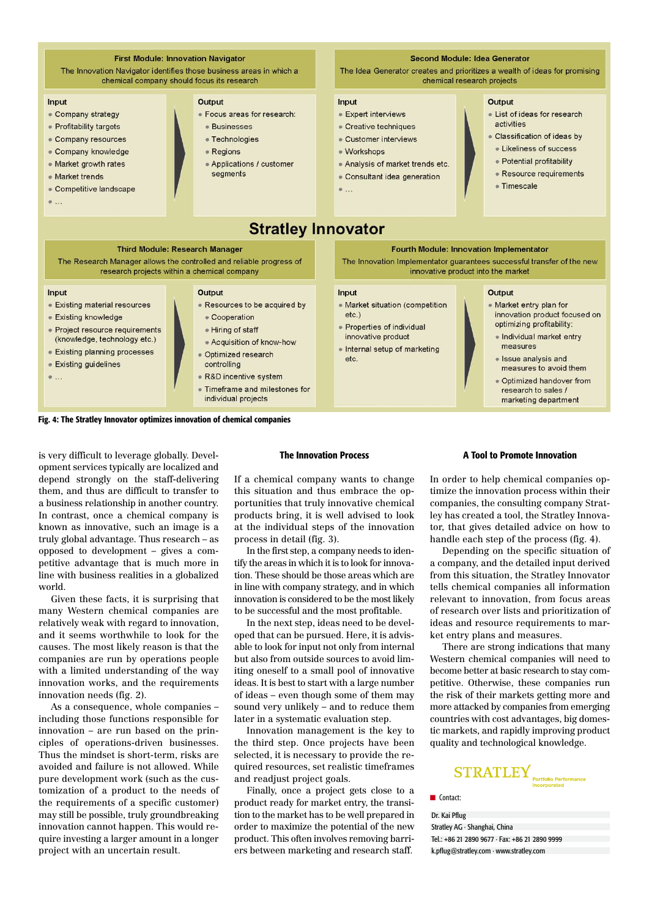**Stratley Innovator**

**First Module: Innovation Navigator**

The Innovation Navigator identifies those business areas in which a chemical company should focus its research

Input
- Company strategy
- Profitability targets
- Company resources
- Company knowledge
- Market growth rates
- Market trends
- Competitive landscape
- …

Output
- Focus areas for research:
  - Businesses
  - Technologies
  - Regions
  - Applications / customer segments

**Second Module: Idea Generator**

The Idea Generator creates and prioritizes a wealth of ideas for promising chemical research projects

Input
- Expert interviews
- Creative techniques
- Customer interviews
- Workshops
- Analysis of market trends etc.
- Consultant idea generation
- …

Output
- List of ideas for research activities
- Classification of ideas by
  - Likeliness of success
  - Potential profitability
  - Resource requirements
  - Timescale

**Third Module: Research Manager**

The Research Manager allows the controlled and reliable progress of research projects within a chemical company

Input
- Existing material resources
- Existing knowledge
- Project resource requirements (knowledge, technology etc.)
- Existing planning processes
- Existing guidelines
- …

Output
- Resources to be acquired by
  - Cooperation
  - Hiring of staff
  - Acquisition of know-how
- Optimized research controlling
- R&D incentive system
- Timeframe and milestones for individual projects

**Fourth Module: Innovation Implementator**

The Innovation Implementator guarantees successful transfer of the new innovative product into the market

Input
- Market situation (competition etc.)
- Properties of individual innovative product
- Internal setup of marketing etc.

Output
- Market entry plan for innovation product focused on optimizing profitability:
  - Individual market entry measures
  - Issue analysis and measures to avoid them
  - Optimized handover from research to sales / marketing department

**Fig. 4: The Stratley Innovator optimizes innovation of chemical companies**

is very difficult to leverage globally. Development services typically are localized and depend strongly on the staff-delivering them, and thus are difficult to transfer to a business relationship in another country. In contrast, once a chemical company is known as innovative, such an image is a truly global advantage. Thus research – as opposed to development – gives a competitive advantage that is much more in line with business realities in a globalized world.

Given these facts, it is surprising that many Western chemical companies are relatively weak with regard to innovation, and it seems worthwhile to look for the causes. The most likely reason is that the companies are run by operations people with a limited understanding of the way innovation works, and the requirements innovation needs (fig. 2).

As a consequence, whole companies – including those functions responsible for innovation – are run based on the principles of operations-driven businesses. Thus the mindset is short-term, risks are avoided and failure is not allowed. While pure development work (such as the customization of a product to the needs of the requirements of a specific customer) may still be possible, truly groundbreaking innovation cannot happen. This would require investing a larger amount in a longer project with an uncertain result.

## The Innovation Process

If a chemical company wants to change this situation and thus embrace the opportunities that truly innovative chemical products bring, it is well advised to look at the individual steps of the innovation process in detail (fig. 3).

In the first step, a company needs to identify the areas in which it is to look for innovation. These should be those areas which are in line with company strategy, and in which innovation is considered to be the most likely to be successful and the most profitable.

In the next step, ideas need to be developed that can be pursued. Here, it is advisable to look for input not only from internal but also from outside sources to avoid limiting oneself to a small pool of innovative ideas. It is best to start with a large number of ideas – even though some of them may sound very unlikely – and to reduce them later in a systematic evaluation step.

Innovation management is the key to the third step. Once projects have been selected, it is necessary to provide the required resources, set realistic timeframes and readjust project goals.

Finally, once a project gets close to a product ready for market entry, the transition to the market has to be well prepared in order to maximize the potential of the new product. This often involves removing barriers between marketing and research staff.

## A Tool to Promote Innovation

In order to help chemical companies optimize the innovation process within their companies, the consulting company Stratley has created a tool, the Stratley Innovator, that gives detailed advice on how to handle each step of the process (fig. 4).

Depending on the specific situation of a company, and the detailed input derived from this situation, the Stratley Innovator tells chemical companies all information relevant to innovation, from focus areas of research over lists and prioritization of ideas and resource requirements to market entry plans and measures.

There are strong indications that many Western chemical companies will need to become better at basic research to stay competitive. Otherwise, these companies run the risk of their markets getting more and more attacked by companies from emerging countries with cost advantages, big domestic markets, and rapidly improving product quality and technological knowledge.

STRATLEY Portfolio Performance Incorporated

Contact:

Dr. Kai Pflug
Stratley AG · Shanghai, China
Tel.: +86 21 2890 9677 · Fax: +86 21 2890 9999
k.pflug@stratley.com · www.stratley.com